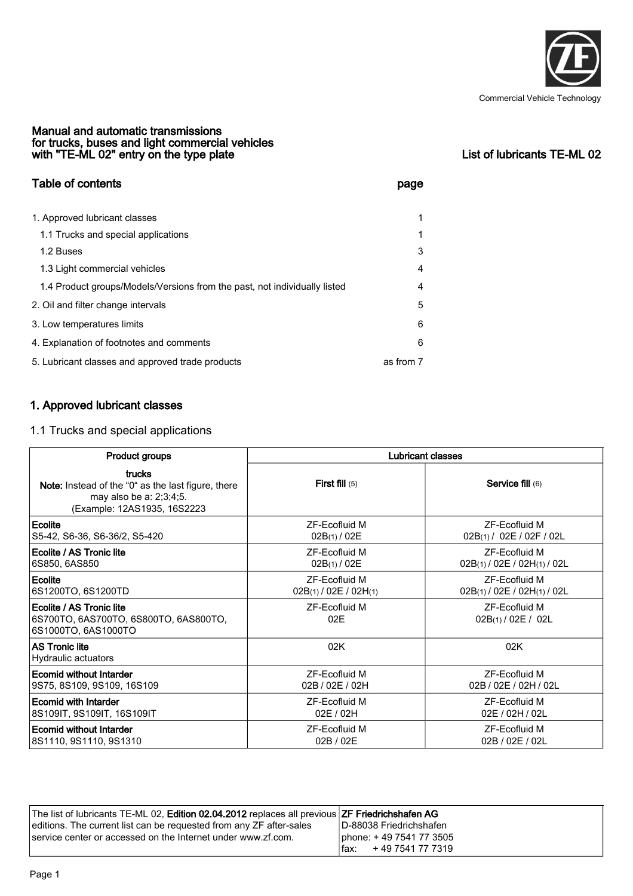Commercial Vehicle Technology

**Manual and automatic transmissions for trucks, buses and light commercial vehicles with "TE-ML 02" entry on the type plate**

**List of lubricants TE-ML 02**

## Table of contents

| | page |
|---|---|
| 1. Approved lubricant classes | 1 |
| 1.1 Trucks and special applications | 1 |
| 1.2 Buses | 3 |
| 1.3 Light commercial vehicles | 4 |
| 1.4 Product groups/Models/Versions from the past, not individually listed | 4 |
| 2. Oil and filter change intervals | 5 |
| 3. Low temperatures limits | 6 |
| 4. Explanation of footnotes and comments | 6 |
| 5. Lubricant classes and approved trade products | as from 7 |

## 1. Approved lubricant classes

### 1.1 Trucks and special applications

| Product groups | Lubricant classes | |
|---|---|---|
| **trucks**<br>**Note:** Instead of the "0" as the last figure, there may also be a: 2;3;4;5.<br>(Example: 12AS1935, 16S2223 | **First fill** (5) | **Service fill** (6) |
| **Ecolite**<br>S5-42, S6-36, S6-36/2, S5-420 | ZF-Ecofluid M<br>02B(1) / 02E | ZF-Ecofluid M<br>02B(1) / 02E / 02F / 02L |
| **Ecolite / AS Tronic lite**<br>6S850, 6AS850 | ZF-Ecofluid M<br>02B(1) / 02E | ZF-Ecofluid M<br>02B(1) / 02E / 02H(1) / 02L |
| **Ecolite**<br>6S1200TO, 6S1200TD | ZF-Ecofluid M<br>02B(1) / 02E / 02H(1) | ZF-Ecofluid M<br>02B(1) / 02E / 02H(1) / 02L |
| **Ecolite / AS Tronic lite**<br>6S700TO, 6AS700TO, 6S800TO, 6AS800TO, 6S1000TO, 6AS1000TO | ZF-Ecofluid M<br>02E | ZF-Ecofluid M<br>02B(1) / 02E / 02L |
| **AS Tronic lite**<br>Hydraulic actuators | 02K | 02K |
| **Ecomid without Intarder**<br>9S75, 8S109, 9S109, 16S109 | ZF-Ecofluid M<br>02B / 02E / 02H | ZF-Ecofluid M<br>02B / 02E / 02H / 02L |
| **Ecomid with Intarder**<br>8S109IT, 9S109IT, 16S109IT | ZF-Ecofluid M<br>02E / 02H | ZF-Ecofluid M<br>02E / 02H / 02L |
| **Ecomid without Intarder**<br>8S1110, 9S1110, 9S1310 | ZF-Ecofluid M<br>02B / 02E | ZF-Ecofluid M<br>02B / 02E / 02L |

| | |
|---|---|
| The list of lubricants TE-ML 02, **Edition 02.04.2012** replaces all previous editions. The current list can be requested from any ZF after-sales service center or accessed on the Internet under www.zf.com. | **ZF Friedrichshafen AG**<br>D-88038 Friedrichshafen<br>phone: + 49 7541 77 3505<br>fax: + 49 7541 77 7319 |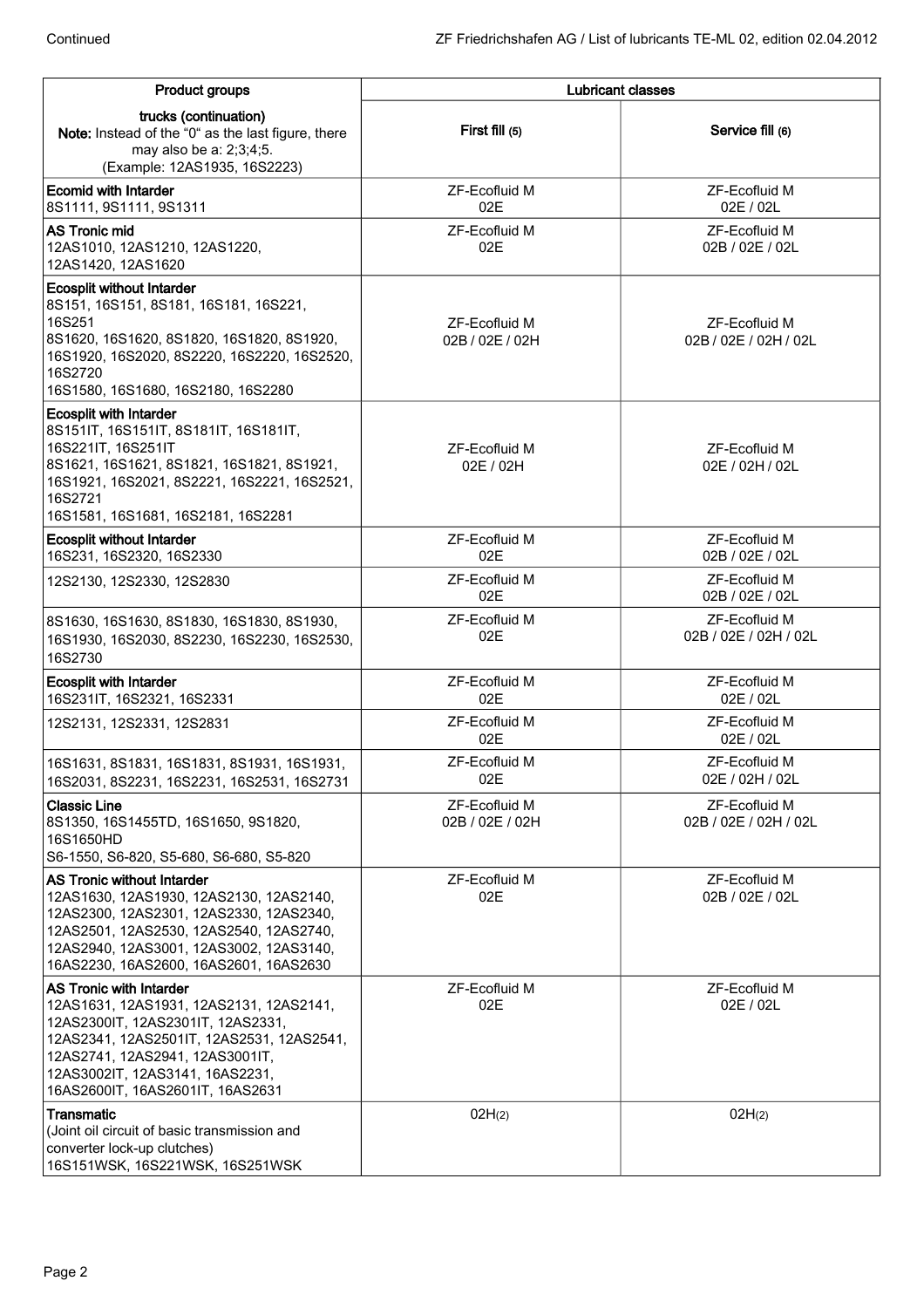Continued

| Product groups | Lubricant classes | |
|---|---|---|
| **trucks (continuation)**<br>**Note:** Instead of the “0“ as the last figure, there may also be a: 2;3;4;5.<br>(Example: 12AS1935, 16S2223) | First fill (5) | Service fill (6) |
| **Ecomid with Intarder**<br>8S1111, 9S1111, 9S1311 | ZF-Ecofluid M<br>02E | ZF-Ecofluid M<br>02E / 02L |
| **AS Tronic mid**<br>12AS1010, 12AS1210, 12AS1220, 12AS1420, 12AS1620 | ZF-Ecofluid M<br>02E | ZF-Ecofluid M<br>02B / 02E / 02L |
| **Ecosplit without Intarder**<br>8S151, 16S151, 8S181, 16S181, 16S221, 16S251<br>8S1620, 16S1620, 8S1820, 16S1820, 8S1920, 16S1920, 16S2020, 8S2220, 16S2220, 16S2520, 16S2720<br>16S1580, 16S1680, 16S2180, 16S2280 | ZF-Ecofluid M<br>02B / 02E / 02H | ZF-Ecofluid M<br>02B / 02E / 02H / 02L |
| **Ecosplit with Intarder**<br>8S151IT, 16S151IT, 8S181IT, 16S181IT, 16S221IT, 16S251IT<br>8S1621, 16S1621, 8S1821, 16S1821, 8S1921, 16S1921, 16S2021, 8S2221, 16S2221, 16S2521, 16S2721<br>16S1581, 16S1681, 16S2181, 16S2281 | ZF-Ecofluid M<br>02E / 02H | ZF-Ecofluid M<br>02E / 02H / 02L |
| **Ecosplit without Intarder**<br>16S231, 16S2320, 16S2330 | ZF-Ecofluid M<br>02E | ZF-Ecofluid M<br>02B / 02E / 02L |
| 12S2130, 12S2330, 12S2830 | ZF-Ecofluid M<br>02E | ZF-Ecofluid M<br>02B / 02E / 02L |
| 8S1630, 16S1630, 8S1830, 16S1830, 8S1930, 16S1930, 16S2030, 8S2230, 16S2230, 16S2530, 16S2730 | ZF-Ecofluid M<br>02E | ZF-Ecofluid M<br>02B / 02E / 02H / 02L |
| **Ecosplit with Intarder**<br>16S231IT, 16S2321, 16S2331 | ZF-Ecofluid M<br>02E | ZF-Ecofluid M<br>02E / 02L |
| 12S2131, 12S2331, 12S2831 | ZF-Ecofluid M<br>02E | ZF-Ecofluid M<br>02E / 02L |
| 16S1631, 8S1831, 16S1831, 8S1931, 16S1931, 16S2031, 8S2231, 16S2231, 16S2531, 16S2731 | ZF-Ecofluid M<br>02E | ZF-Ecofluid M<br>02E / 02H / 02L |
| **Classic Line**<br>8S1350, 16S1455TD, 16S1650, 9S1820, 16S1650HD<br>S6-1550, S6-820, S5-680, S6-680, S5-820 | ZF-Ecofluid M<br>02B / 02E / 02H | ZF-Ecofluid M<br>02B / 02E / 02H / 02L |
| **AS Tronic without Intarder**<br>12AS1630, 12AS1930, 12AS2130, 12AS2140, 12AS2300, 12AS2301, 12AS2330, 12AS2340, 12AS2501, 12AS2530, 12AS2540, 12AS2740, 12AS2940, 12AS3001, 12AS3002, 12AS3140, 16AS2230, 16AS2600, 16AS2601, 16AS2630 | ZF-Ecofluid M<br>02E | ZF-Ecofluid M<br>02B / 02E / 02L |
| **AS Tronic with Intarder**<br>12AS1631, 12AS1931, 12AS2131, 12AS2141, 12AS2300IT, 12AS2301IT, 12AS2331, 12AS2341, 12AS2501IT, 12AS2531, 12AS2541, 12AS2741, 12AS2941, 12AS3001IT, 12AS3002IT, 12AS3141, 16AS2231, 16AS2600IT, 16AS2601IT, 16AS2631 | ZF-Ecofluid M<br>02E | ZF-Ecofluid M<br>02E / 02L |
| **Transmatic**<br>(Joint oil circuit of basic transmission and converter lock-up clutches)<br>16S151WSK, 16S221WSK, 16S251WSK | 02H(2) | 02H(2) |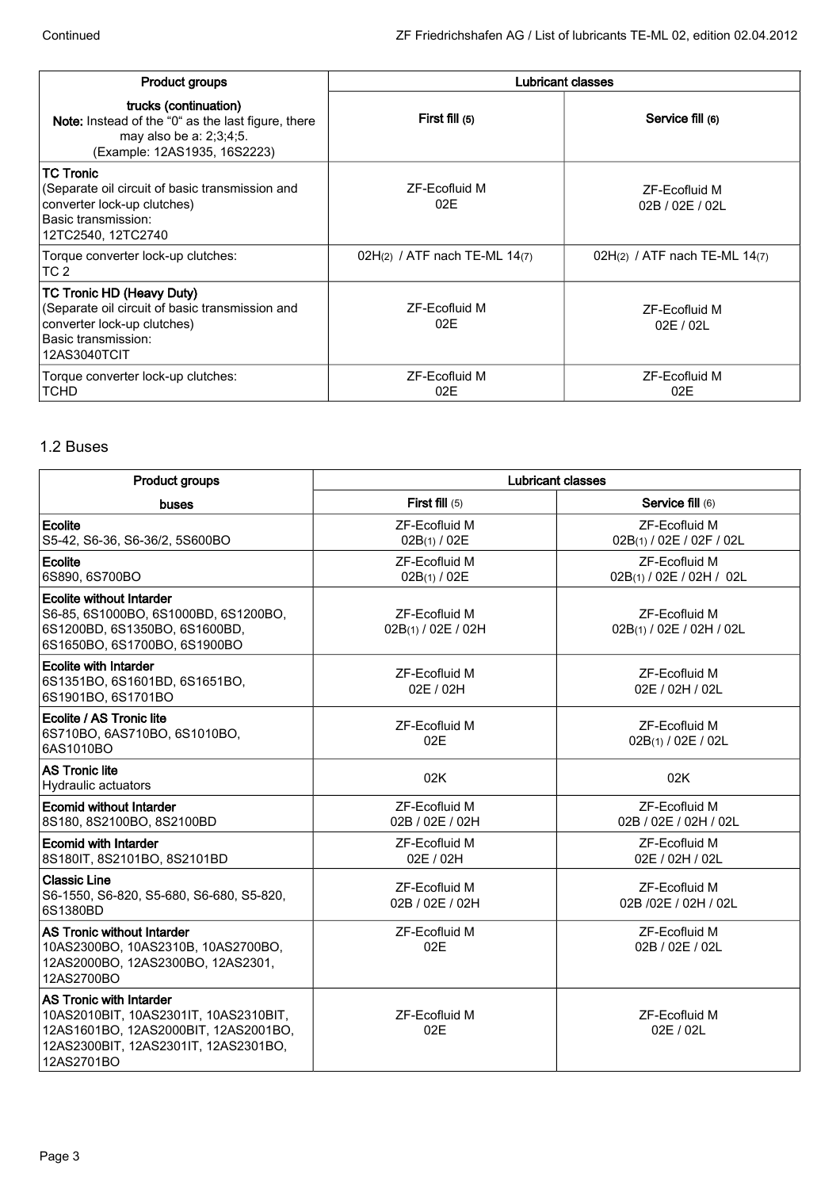| Product groups | Lubricant classes | |
|---|---|---|
| **trucks (continuation)**<br>**Note:** Instead of the "0" as the last figure, there may also be a: 2;3;4;5.<br>(Example: 12AS1935, 16S2223) | **First fill** (5) | **Service fill** (6) |
| **TC Tronic**<br>(Separate oil circuit of basic transmission and converter lock-up clutches)<br>Basic transmission:<br>12TC2540, 12TC2740 | ZF-Ecofluid M<br>02E | ZF-Ecofluid M<br>02B / 02E / 02L |
| Torque converter lock-up clutches:<br>TC 2 | 02H(2) / ATF nach TE-ML 14(7) | 02H(2) / ATF nach TE-ML 14(7) |
| **TC Tronic HD (Heavy Duty)**<br>(Separate oil circuit of basic transmission and converter lock-up clutches)<br>Basic transmission:<br>12AS3040TCIT | ZF-Ecofluid M<br>02E | ZF-Ecofluid M<br>02E / 02L |
| Torque converter lock-up clutches:<br>TCHD | ZF-Ecofluid M<br>02E | ZF-Ecofluid M<br>02E |

## 1.2 Buses

| Product groups | Lubricant classes | |
|---|---|---|
| **buses** | **First fill** (5) | **Service fill** (6) |
| **Ecolite**<br>S5-42, S6-36, S6-36/2, 5S600BO | ZF-Ecofluid M<br>02B(1) / 02E | ZF-Ecofluid M<br>02B(1) / 02E / 02F / 02L |
| **Ecolite**<br>6S890, 6S700BO | ZF-Ecofluid M<br>02B(1) / 02E | ZF-Ecofluid M<br>02B(1) / 02E / 02H / 02L |
| **Ecolite without Intarder**<br>S6-85, 6S1000BO, 6S1000BD, 6S1200BO, 6S1200BD, 6S1350BO, 6S1600BD, 6S1650BO, 6S1700BO, 6S1900BO | ZF-Ecofluid M<br>02B(1) / 02E / 02H | ZF-Ecofluid M<br>02B(1) / 02E / 02H / 02L |
| **Ecolite with Intarder**<br>6S1351BO, 6S1601BD, 6S1651BO, 6S1901BO, 6S1701BO | ZF-Ecofluid M<br>02E / 02H | ZF-Ecofluid M<br>02E / 02H / 02L |
| **Ecolite / AS Tronic lite**<br>6S710BO, 6AS710BO, 6S1010BO, 6AS1010BO | ZF-Ecofluid M<br>02E | ZF-Ecofluid M<br>02B(1) / 02E / 02L |
| **AS Tronic lite**<br>Hydraulic actuators | 02K | 02K |
| **Ecomid without Intarder**<br>8S180, 8S2100BO, 8S2100BD | ZF-Ecofluid M<br>02B / 02E / 02H | ZF-Ecofluid M<br>02B / 02E / 02H / 02L |
| **Ecomid with Intarder**<br>8S180IT, 8S2101BO, 8S2101BD | ZF-Ecofluid M<br>02E / 02H | ZF-Ecofluid M<br>02E / 02H / 02L |
| **Classic Line**<br>S6-1550, S6-820, S5-680, S6-680, S5-820, 6S1380BD | ZF-Ecofluid M<br>02B / 02E / 02H | ZF-Ecofluid M<br>02B /02E / 02H / 02L |
| **AS Tronic without Intarder**<br>10AS2300BO, 10AS2310B, 10AS2700BO, 12AS2000BO, 12AS2300BO, 12AS2301, 12AS2700BO | ZF-Ecofluid M<br>02E | ZF-Ecofluid M<br>02B / 02E / 02L |
| **AS Tronic with Intarder**<br>10AS2010BIT, 10AS2301IT, 10AS2310BIT, 12AS1601BO, 12AS2000BIT, 12AS2001BO, 12AS2300BIT, 12AS2301IT, 12AS2301BO, 12AS2701BO | ZF-Ecofluid M<br>02E | ZF-Ecofluid M<br>02E / 02L |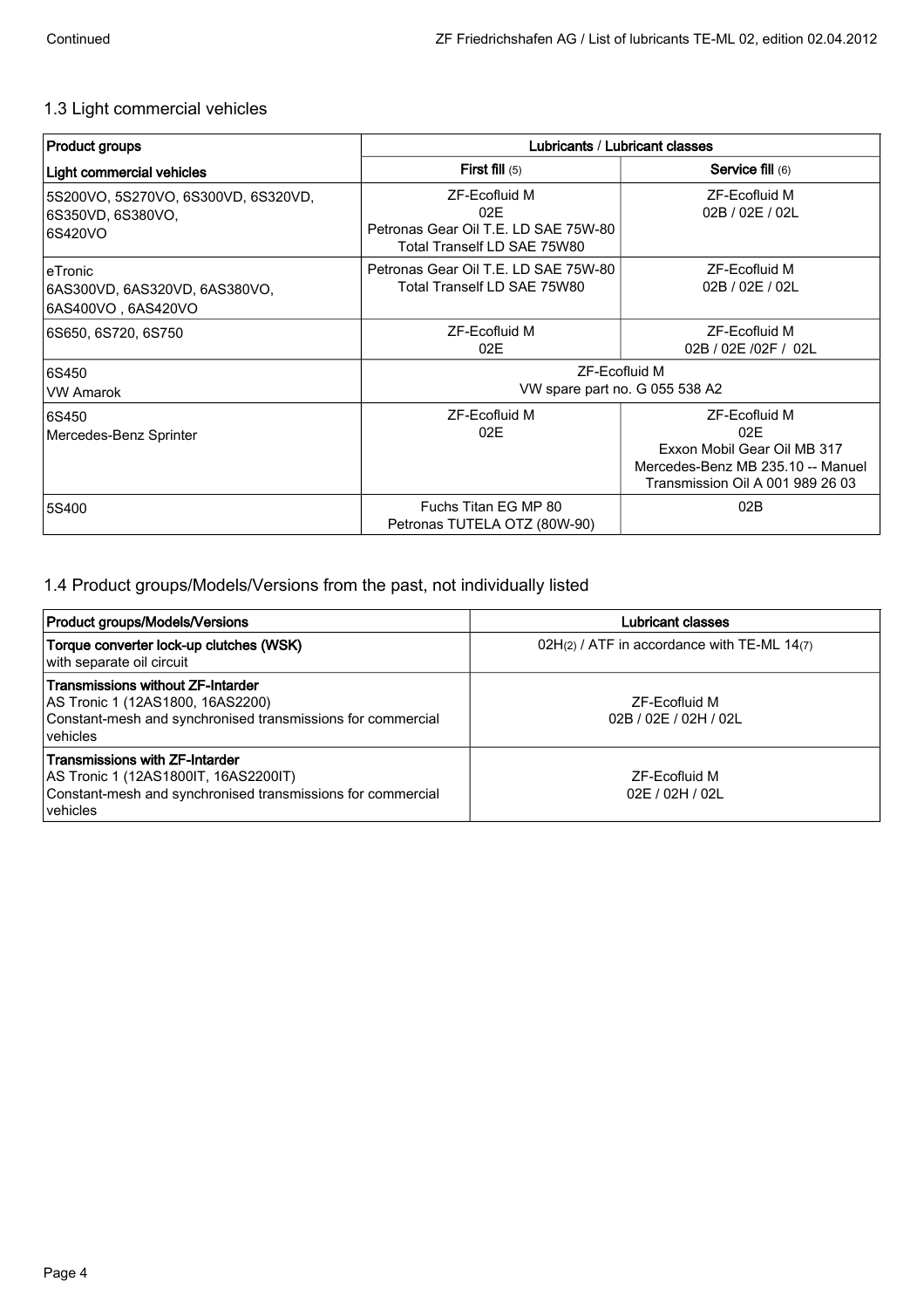## 1.3 Light commercial vehicles

| Product groups | Lubricants / Lubricant classes | |
|---|---|---|
| **Light commercial vehicles** | **First fill** (5) | **Service fill** (6) |
| 5S200VO, 5S270VO, 6S300VD, 6S320VD, 6S350VD, 6S380VO, 6S420VO | ZF-Ecofluid M 02E Petronas Gear Oil T.E. LD SAE 75W-80 Total Tranself LD SAE 75W80 | ZF-Ecofluid M 02B / 02E / 02L |
| eTronic 6AS300VD, 6AS320VD, 6AS380VO, 6AS400VO , 6AS420VO | Petronas Gear Oil T.E. LD SAE 75W-80 Total Tranself LD SAE 75W80 | ZF-Ecofluid M 02B / 02E / 02L |
| 6S650, 6S720, 6S750 | ZF-Ecofluid M 02E | ZF-Ecofluid M 02B / 02E /02F / 02L |
| 6S450 VW Amarok | ZF-Ecofluid M VW spare part no. G 055 538 A2 | |
| 6S450 Mercedes-Benz Sprinter | ZF-Ecofluid M 02E | ZF-Ecofluid M 02E Exxon Mobil Gear Oil MB 317 Mercedes-Benz MB 235.10 -- Manuel Transmission Oil A 001 989 26 03 |
| 5S400 | Fuchs Titan EG MP 80 Petronas TUTELA OTZ (80W-90) | 02B |

## 1.4 Product groups/Models/Versions from the past, not individually listed

| Product groups/Models/Versions | Lubricant classes |
|---|---|
| **Torque converter lock-up clutches (WSK)** with separate oil circuit | 02H(2) / ATF in accordance with TE-ML 14(7) |
| **Transmissions without ZF-Intarder** AS Tronic 1 (12AS1800, 16AS2200) Constant-mesh and synchronised transmissions for commercial vehicles | ZF-Ecofluid M 02B / 02E / 02H / 02L |
| **Transmissions with ZF-Intarder** AS Tronic 1 (12AS1800IT, 16AS2200IT) Constant-mesh and synchronised transmissions for commercial vehicles | ZF-Ecofluid M 02E / 02H / 02L |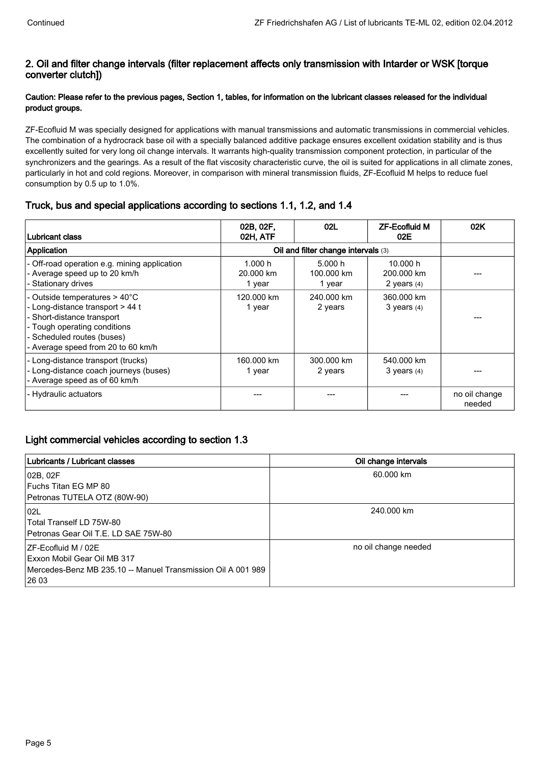## 2. Oil and filter change intervals (filter replacement affects only transmission with Intarder or WSK [torque converter clutch])

**Caution: Please refer to the previous pages, Section 1, tables, for information on the lubricant classes released for the individual product groups.**

ZF-Ecofluid M was specially designed for applications with manual transmissions and automatic transmissions in commercial vehicles. The combination of a hydrocrack base oil with a specially balanced additive package ensures excellent oxidation stability and is thus excellently suited for very long oil change intervals. It warrants high-quality transmission component protection, in particular of the synchronizers and the gearings. As a result of the flat viscosity characteristic curve, the oil is suited for applications in all climate zones, particularly in hot and cold regions. Moreover, in comparison with mineral transmission fluids, ZF-Ecofluid M helps to reduce fuel consumption by 0.5 up to 1.0%.

### Truck, bus and special applications according to sections 1.1, 1.2, and 1.4

| Lubricant class | 02B, 02F, 02H, ATF | 02L | ZF-Ecofluid M 02E | 02K |
| --- | --- | --- | --- | --- |
| **Application** | **Oil and filter change intervals** (3) | | | |
| - Off-road operation e.g. mining application<br>- Average speed up to 20 km/h<br>- Stationary drives | 1.000 h<br>20.000 km<br>1 year | 5.000 h<br>100.000 km<br>1 year | 10.000 h<br>200.000 km<br>2 years (4) | --- |
| - Outside temperatures > 40°C<br>- Long-distance transport > 44 t<br>- Short-distance transport<br>- Tough operating conditions<br>- Scheduled routes (buses)<br>- Average speed from 20 to 60 km/h | 120.000 km<br>1 year | 240.000 km<br>2 years | 360.000 km<br>3 years (4) | --- |
| - Long-distance transport (trucks)<br>- Long-distance coach journeys (buses)<br>- Average speed as of 60 km/h | 160.000 km<br>1 year | 300.000 km<br>2 years | 540.000 km<br>3 years (4) | --- |
| - Hydraulic actuators | --- | --- | --- | no oil change needed |

### Light commercial vehicles according to section 1.3

| Lubricants / Lubricant classes | Oil change intervals |
| --- | --- |
| 02B, 02F<br>Fuchs Titan EG MP 80<br>Petronas TUTELA OTZ (80W-90) | 60.000 km |
| 02L<br>Total Tranself LD 75W-80<br>Petronas Gear Oil T.E. LD SAE 75W-80 | 240.000 km |
| ZF-Ecofluid M / 02E<br>Exxon Mobil Gear Oil MB 317<br>Mercedes-Benz MB 235.10 -- Manuel Transmission Oil A 001 989 26 03 | no oil change needed |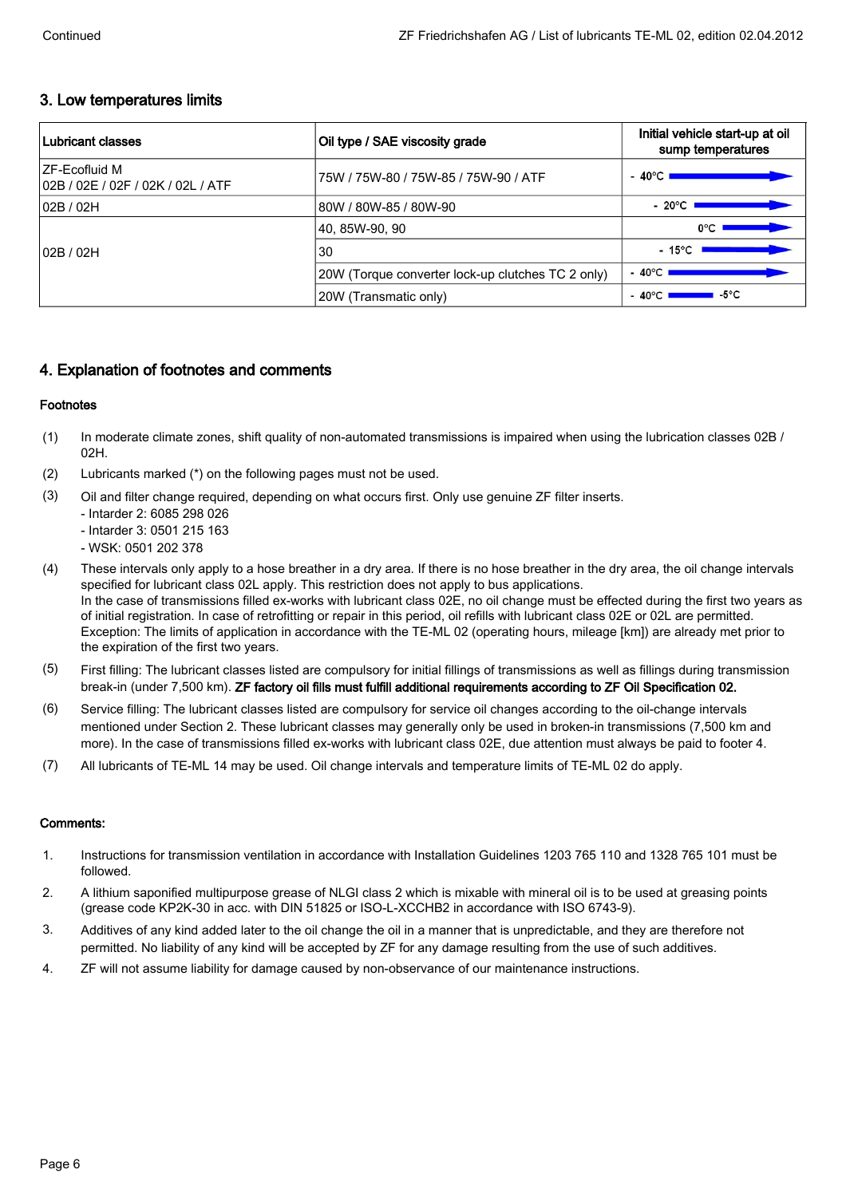## 3. Low temperatures limits

| Lubricant classes | Oil type / SAE viscosity grade | Initial vehicle start-up at oil sump temperatures |
|---|---|---|
| ZF-Ecofluid M<br>02B / 02E / 02F / 02K / 02L / ATF | 75W / 75W-80 / 75W-85 / 75W-90 / ATF | - 40°C |
| 02B / 02H | 80W / 80W-85 / 80W-90 | - 20°C |
| 02B / 02H | 40, 85W-90, 90 | 0°C |
| | 30 | - 15°C |
| | 20W (Torque converter lock-up clutches TC 2 only) | - 40°C |
| | 20W (Transmatic only) | - 40°C -5°C |

## 4. Explanation of footnotes and comments

### Footnotes

(1) In moderate climate zones, shift quality of non-automated transmissions is impaired when using the lubrication classes 02B / 02H.

(2) Lubricants marked (*) on the following pages must not be used.

(3) Oil and filter change required, depending on what occurs first. Only use genuine ZF filter inserts.
- Intarder 2: 6085 298 026
- Intarder 3: 0501 215 163
- WSK: 0501 202 378

(4) These intervals only apply to a hose breather in a dry area. If there is no hose breather in the dry area, the oil change intervals specified for lubricant class 02L apply. This restriction does not apply to bus applications.
In the case of transmissions filled ex-works with lubricant class 02E, no oil change must be effected during the first two years as of initial registration. In case of retrofitting or repair in this period, oil refills with lubricant class 02E or 02L are permitted. Exception: The limits of application in accordance with the TE-ML 02 (operating hours, mileage [km]) are already met prior to the expiration of the first two years.

(5) First filling: The lubricant classes listed are compulsory for initial fillings of transmissions as well as fillings during transmission break-in (under 7,500 km). **ZF factory oil fills must fulfill additional requirements according to ZF Oil Specification 02.**

(6) Service filling: The lubricant classes listed are compulsory for service oil changes according to the oil-change intervals mentioned under Section 2. These lubricant classes may generally only be used in broken-in transmissions (7,500 km and more). In the case of transmissions filled ex-works with lubricant class 02E, due attention must always be paid to footer 4.

(7) All lubricants of TE-ML 14 may be used. Oil change intervals and temperature limits of TE-ML 02 do apply.

### Comments:

1. Instructions for transmission ventilation in accordance with Installation Guidelines 1203 765 110 and 1328 765 101 must be followed.
2. A lithium saponified multipurpose grease of NLGI class 2 which is mixable with mineral oil is to be used at greasing points (grease code KP2K-30 in acc. with DIN 51825 or ISO-L-XCCHB2 in accordance with ISO 6743-9).
3. Additives of any kind added later to the oil change the oil in a manner that is unpredictable, and they are therefore not permitted. No liability of any kind will be accepted by ZF for any damage resulting from the use of such additives.
4. ZF will not assume liability for damage caused by non-observance of our maintenance instructions.